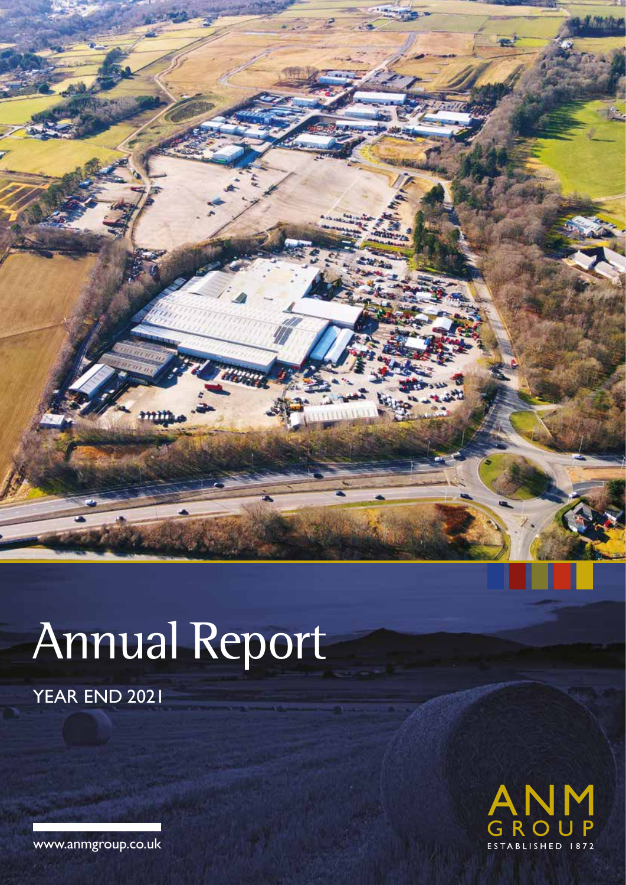# Annual Report

YEAR END 2021

ANM GROUP

ESTABLISHED 1872

www.anmgroup.co.uk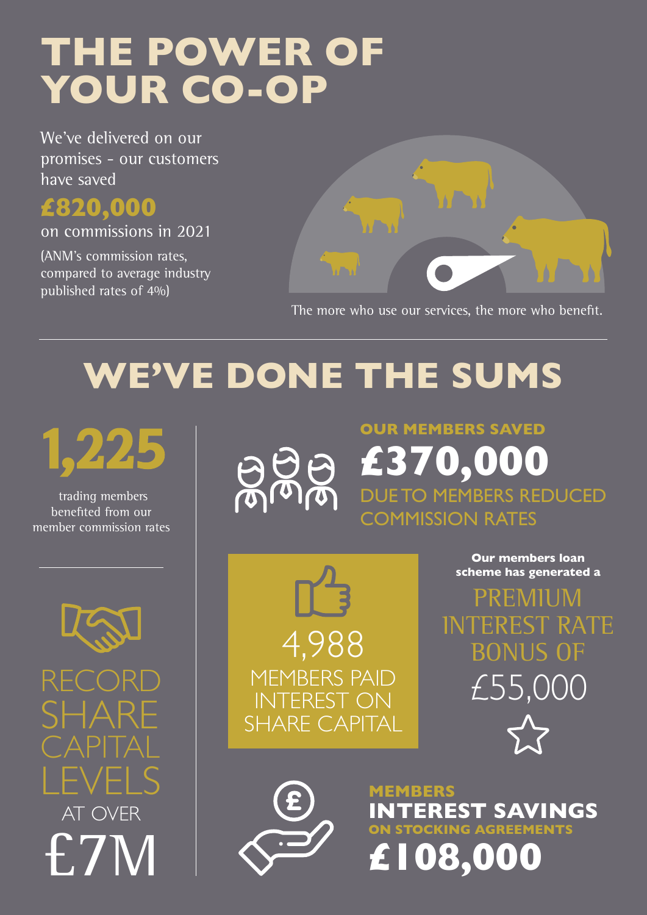# THE POWER OF YOUR CO-OP

We've delivered on our promises - our customers have saved

**£820,000**

on commissions in 2021

(ANM's commission rates, compared to average industry published rates of 4%)

The more who use our services, the more who benefit.

## WE'VE DONE THE SUMS

**1,225**

trading members benefited from our member commission rates

**OUR MEMBERS SAVED**

**£370,000**

DUE TO MEMBERS REDUCED COMMISSION RATES

RECORD SHARE CAPITAL LEVELS AT OVER £7M

4,988 MEMBERS PAID INTEREST ON SHARE CAPITAL

**Our members loan scheme has generated a**

PREMIUM INTEREST RATE BONUS OF £55,000

**MEMBERS INTEREST SAVINGS ON STOCKING AGREEMENTS**

**£108,000**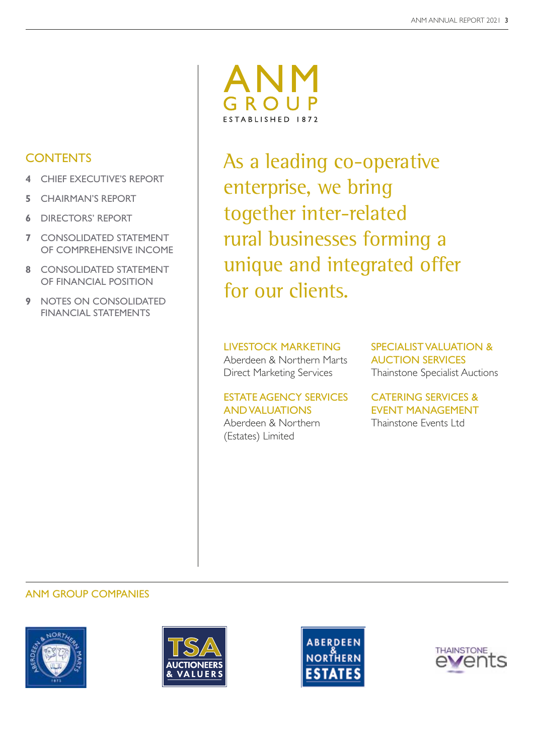## CONTENTS

- **4** CHIEF EXECUTIVE'S REPORT
- **5** CHAIRMAN'S REPORT
- **6** DIRECTORS' REPORT
- **7** CONSOLIDATED STATEMENT OF COMPREHENSIVE INCOME
- **8** CONSOLIDATED STATEMENT OF FINANCIAL POSITION
- **9** NOTES ON CONSOLIDATED FINANCIAL STATEMENTS

# ANM GROUP

ESTABLISHED 1872

As a leading co-operative enterprise, we bring together inter-related rural businesses forming a unique and integrated offer for our clients.

### LIVESTOCK MARKETING

Aberdeen & Northern Marts
Direct Marketing Services

### SPECIALIST VALUATION & AUCTION SERVICES

Thainstone Specialist Auctions

### ESTATE AGENCY SERVICES AND VALUATIONS

Aberdeen & Northern (Estates) Limited

### CATERING SERVICES & EVENT MANAGEMENT

Thainstone Events Ltd

## ANM GROUP COMPANIES

Aberdeen & Northern Marts 1872

TSA AUCTIONEERS & VALUERS

ABERDEEN & NORTHERN ESTATES

THAINSTONE events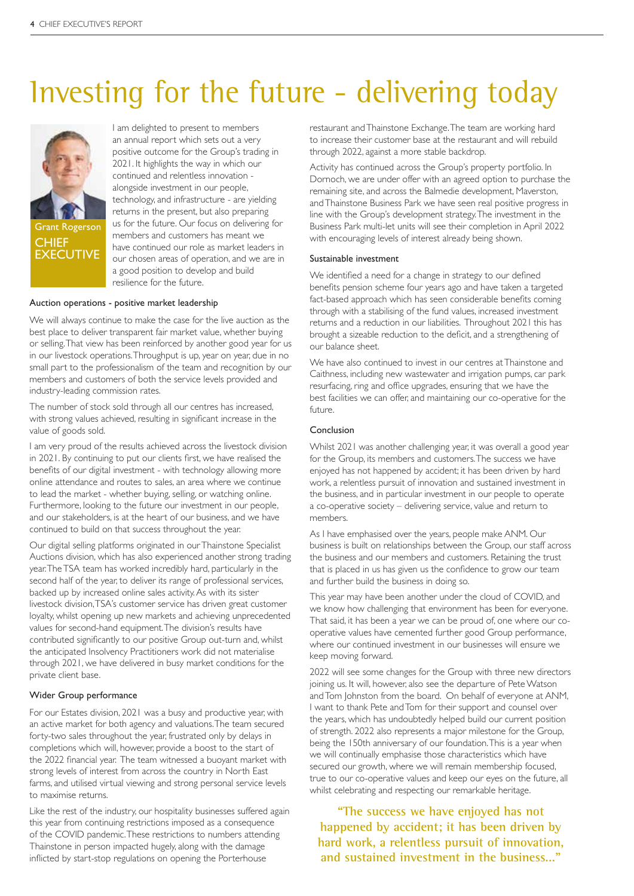# Investing for the future - delivering today

Grant Rogerson
**CHIEF EXECUTIVE**

I am delighted to present to members an annual report which sets out a very positive outcome for the Group's trading in 2021. It highlights the way in which our continued and relentless innovation - alongside investment in our people, technology, and infrastructure - are yielding returns in the present, but also preparing us for the future. Our focus on delivering for members and customers has meant we have continued our role as market leaders in our chosen areas of operation, and we are in a good position to develop and build resilience for the future.

### Auction operations - positive market leadership

We will always continue to make the case for the live auction as the best place to deliver transparent fair market value, whether buying or selling. That view has been reinforced by another good year for us in our livestock operations. Throughput is up, year on year, due in no small part to the professionalism of the team and recognition by our members and customers of both the service levels provided and industry-leading commission rates.

The number of stock sold through all our centres has increased, with strong values achieved, resulting in significant increase in the value of goods sold.

I am very proud of the results achieved across the livestock division in 2021. By continuing to put our clients first, we have realised the benefits of our digital investment - with technology allowing more online attendance and routes to sales, an area where we continue to lead the market - whether buying, selling, or watching online. Furthermore, looking to the future our investment in our people, and our stakeholders, is at the heart of our business, and we have continued to build on that success throughout the year.

Our digital selling platforms originated in our Thainstone Specialist Auctions division, which has also experienced another strong trading year. The TSA team has worked incredibly hard, particularly in the second half of the year, to deliver its range of professional services, backed up by increased online sales activity. As with its sister livestock division, TSA's customer service has driven great customer loyalty, whilst opening up new markets and achieving unprecedented values for second-hand equipment. The division's results have contributed significantly to our positive Group out-turn and, whilst the anticipated Insolvency Practitioners work did not materialise through 2021, we have delivered in busy market conditions for the private client base.

### Wider Group performance

For our Estates division, 2021 was a busy and productive year, with an active market for both agency and valuations. The team secured forty-two sales throughout the year, frustrated only by delays in completions which will, however, provide a boost to the start of the 2022 financial year. The team witnessed a buoyant market with strong levels of interest from across the country in North East farms, and utilised virtual viewing and strong personal service levels to maximise returns.

Like the rest of the industry, our hospitality businesses suffered again this year from continuing restrictions imposed as a consequence of the COVID pandemic. These restrictions to numbers attending Thainstone in person impacted hugely, along with the damage inflicted by start-stop regulations on opening the Porterhouse restaurant and Thainstone Exchange. The team are working hard to increase their customer base at the restaurant and will rebuild through 2022, against a more stable backdrop.

Activity has continued across the Group's property portfolio. In Dornoch, we are under offer with an agreed option to purchase the remaining site, and across the Balmedie development, Maverston, and Thainstone Business Park we have seen real positive progress in line with the Group's development strategy. The investment in the Business Park multi-let units will see their completion in April 2022 with encouraging levels of interest already being shown.

### Sustainable investment

We identified a need for a change in strategy to our defined benefits pension scheme four years ago and have taken a targeted fact-based approach which has seen considerable benefits coming through with a stabilising of the fund values, increased investment returns and a reduction in our liabilities. Throughout 2021 this has brought a sizeable reduction to the deficit, and a strengthening of our balance sheet.

We have also continued to invest in our centres at Thainstone and Caithness, including new wastewater and irrigation pumps, car park resurfacing, ring and office upgrades, ensuring that we have the best facilities we can offer, and maintaining our co-operative for the future.

### Conclusion

Whilst 2021 was another challenging year, it was overall a good year for the Group, its members and customers. The success we have enjoyed has not happened by accident; it has been driven by hard work, a relentless pursuit of innovation and sustained investment in the business, and in particular investment in our people to operate a co-operative society – delivering service, value and return to members.

As I have emphasised over the years, people make ANM. Our business is built on relationships between the Group, our staff across the business and our members and customers. Retaining the trust that is placed in us has given us the confidence to grow our team and further build the business in doing so.

This year may have been another under the cloud of COVID, and we know how challenging that environment has been for everyone. That said, it has been a year we can be proud of, one where our co-operative values have cemented further good Group performance, where our continued investment in our businesses will ensure we keep moving forward.

2022 will see some changes for the Group with three new directors joining us. It will, however, also see the departure of Pete Watson and Tom Johnston from the board. On behalf of everyone at ANM, I want to thank Pete and Tom for their support and counsel over the years, which has undoubtedly helped build our current position of strength. 2022 also represents a major milestone for the Group, being the 150th anniversary of our foundation. This is a year when we will continually emphasise those characteristics which have secured our growth, where we will remain membership focused, true to our co-operative values and keep our eyes on the future, all whilst celebrating and respecting our remarkable heritage.

> **"The success we have enjoyed has not happened by accident; it has been driven by hard work, a relentless pursuit of innovation, and sustained investment in the business..."**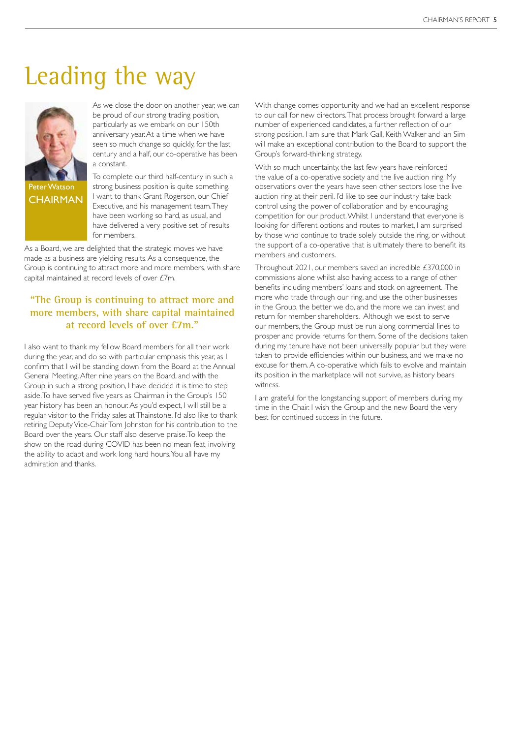# Leading the way

Peter Watson
CHAIRMAN

As we close the door on another year, we can be proud of our strong trading position, particularly as we embark on our 150th anniversary year. At a time when we have seen so much change so quickly, for the last century and a half, our co-operative has been a constant.

To complete our third half-century in such a strong business position is quite something. I want to thank Grant Rogerson, our Chief Executive, and his management team. They have been working so hard, as usual, and have delivered a very positive set of results for members.

As a Board, we are delighted that the strategic moves we have made as a business are yielding results. As a consequence, the Group is continuing to attract more and more members, with share capital maintained at record levels of over £7m.

> **"The Group is continuing to attract more and more members, with share capital maintained at record levels of over £7m."**

I also want to thank my fellow Board members for all their work during the year, and do so with particular emphasis this year, as I confirm that I will be standing down from the Board at the Annual General Meeting. After nine years on the Board, and with the Group in such a strong position, I have decided it is time to step aside. To have served five years as Chairman in the Group's 150 year history has been an honour. As you'd expect, I will still be a regular visitor to the Friday sales at Thainstone. I'd also like to thank retiring Deputy Vice-Chair Tom Johnston for his contribution to the Board over the years. Our staff also deserve praise. To keep the show on the road during COVID has been no mean feat, involving the ability to adapt and work long hard hours. You all have my admiration and thanks.

With change comes opportunity and we had an excellent response to our call for new directors. That process brought forward a large number of experienced candidates, a further reflection of our strong position. I am sure that Mark Gall, Keith Walker and Ian Sim will make an exceptional contribution to the Board to support the Group's forward-thinking strategy.

With so much uncertainty, the last few years have reinforced the value of a co-operative society and the live auction ring. My observations over the years have seen other sectors lose the live auction ring at their peril. I'd like to see our industry take back control using the power of collaboration and by encouraging competition for our product. Whilst I understand that everyone is looking for different options and routes to market, I am surprised by those who continue to trade solely outside the ring, or without the support of a co-operative that is ultimately there to benefit its members and customers.

Throughout 2021, our members saved an incredible £370,000 in commissions alone whilst also having access to a range of other benefits including members' loans and stock on agreement. The more who trade through our ring, and use the other businesses in the Group, the better we do, and the more we can invest and return for member shareholders. Although we exist to serve our members, the Group must be run along commercial lines to prosper and provide returns for them. Some of the decisions taken during my tenure have not been universally popular but they were taken to provide efficiencies within our business, and we make no excuse for them. A co-operative which fails to evolve and maintain its position in the marketplace will not survive, as history bears witness.

I am grateful for the longstanding support of members during my time in the Chair. I wish the Group and the new Board the very best for continued success in the future.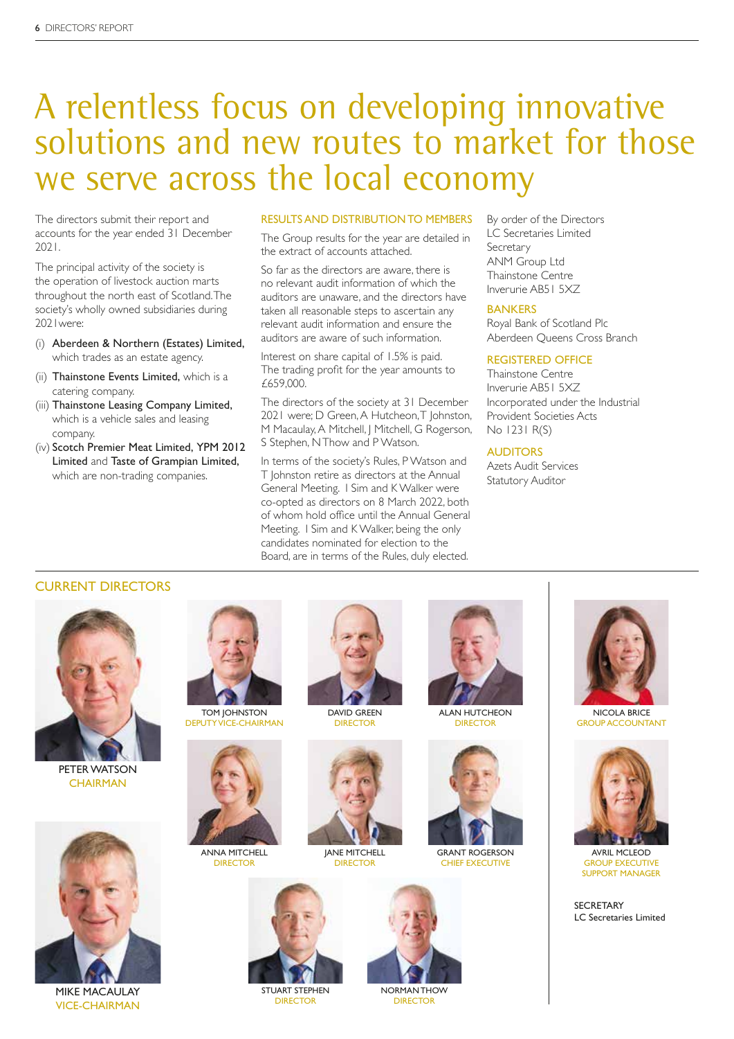# A relentless focus on developing innovative solutions and new routes to market for those we serve across the local economy

The directors submit their report and accounts for the year ended 31 December 2021.

The principal activity of the society is the operation of livestock auction marts throughout the north east of Scotland. The society's wholly owned subsidiaries during 2021 were:

(i) **Aberdeen & Northern (Estates) Limited,** which trades as an estate agency.
(ii) **Thainstone Events Limited,** which is a catering company.
(iii) **Thainstone Leasing Company Limited,** which is a vehicle sales and leasing company.
(iv) **Scotch Premier Meat Limited, YPM 2012 Limited** and **Taste of Grampian Limited,** which are non-trading companies.

## RESULTS AND DISTRIBUTION TO MEMBERS

The Group results for the year are detailed in the extract of accounts attached.

So far as the directors are aware, there is no relevant audit information of which the auditors are unaware, and the directors have taken all reasonable steps to ascertain any relevant audit information and ensure the auditors are aware of such information.

Interest on share capital of 1.5% is paid. The trading profit for the year amounts to £659,000.

The directors of the society at 31 December 2021 were; D Green, A Hutcheon, T Johnston, M Macaulay, A Mitchell, J Mitchell, G Rogerson, S Stephen, N Thow and P Watson.

In terms of the society's Rules, P Watson and T Johnston retire as directors at the Annual General Meeting. I Sim and K Walker were co-opted as directors on 8 March 2022, both of whom hold office until the Annual General Meeting. I Sim and K Walker, being the only candidates nominated for election to the Board, are in terms of the Rules, duly elected.

By order of the Directors
LC Secretaries Limited
Secretary
ANM Group Ltd
Thainstone Centre
Inverurie AB51 5XZ

## BANKERS

Royal Bank of Scotland Plc
Aberdeen Queens Cross Branch

## REGISTERED OFFICE

Thainstone Centre
Inverurie AB51 5XZ
Incorporated under the Industrial Provident Societies Acts
No 1231 R(S)

## AUDITORS

Azets Audit Services
Statutory Auditor

## CURRENT DIRECTORS

PETER WATSON
CHAIRMAN

MIKE MACAULAY
VICE-CHAIRMAN

TOM JOHNSTON
DEPUTY VICE-CHAIRMAN

DAVID GREEN
DIRECTOR

ALAN HUTCHEON
DIRECTOR

ANNA MITCHELL
DIRECTOR

JANE MITCHELL
DIRECTOR

GRANT ROGERSON
CHIEF EXECUTIVE

STUART STEPHEN
DIRECTOR

NORMAN THOW
DIRECTOR

NICOLA BRICE
GROUP ACCOUNTANT

AVRIL MCLEOD
GROUP EXECUTIVE SUPPORT MANAGER

SECRETARY
LC Secretaries Limited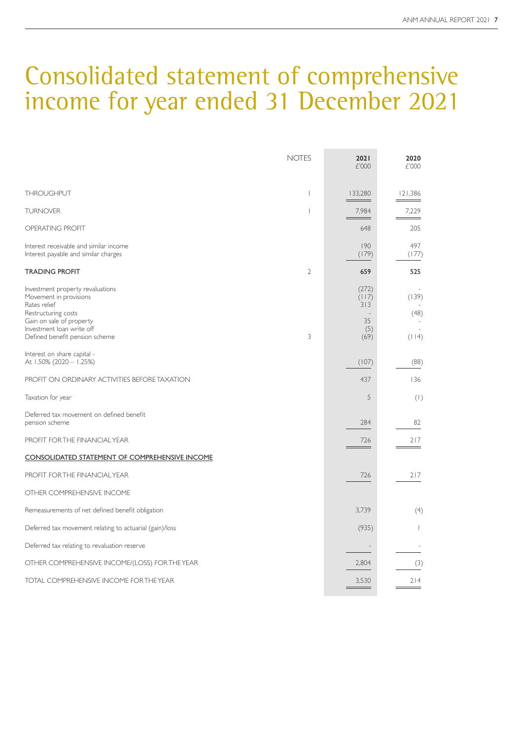# Consolidated statement of comprehensive income for year ended 31 December 2021

| | NOTES | 2021 £'000 | 2020 £'000 |
|---|---|---|---|
| THROUGHPUT | 1 | 133,280 | 121,386 |
| TURNOVER | 1 | 7,984 | 7,229 |
| OPERATING PROFIT | | 648 | 205 |
| Interest receivable and similar income | | 190 | 497 |
| Interest payable and similar charges | | (179) | (177) |
| **TRADING PROFIT** | 2 | **659** | **525** |
| Investment property revaluations | | (272) | - |
| Movement in provisions | | (117) | (139) |
| Rates relief | | 313 | - |
| Restructuring costs | | - | (48) |
| Gain on sale of property | | 35 | - |
| Investment loan write off | | (5) | - |
| Defined benefit pension scheme | 3 | (69) | (114) |
| Interest on share capital - At 1.50% (2020 – 1.25%) | | (107) | (88) |
| PROFIT ON ORDINARY ACTIVITIES BEFORE TAXATION | | 437 | 136 |
| Taxation for year | | 5 | (1) |
| Deferred tax movement on defined benefit pension scheme | | 284 | 82 |
| PROFIT FOR THE FINANCIAL YEAR | | 726 | 217 |
| CONSOLIDATED STATEMENT OF COMPREHENSIVE INCOME | | | |
| PROFIT FOR THE FINANCIAL YEAR | | 726 | 217 |
| OTHER COMPREHENSIVE INCOME | | | |
| Remeasurements of net defined benefit obligation | | 3,739 | (4) |
| Deferred tax movement relating to actuarial (gain)/loss | | (935) | 1 |
| Deferred tax relating to revaluation reserve | | - | - |
| OTHER COMPREHENSIVE INCOME/(LOSS) FOR THE YEAR | | 2,804 | (3) |
| TOTAL COMPREHENSIVE INCOME FOR THE YEAR | | 3,530 | 214 |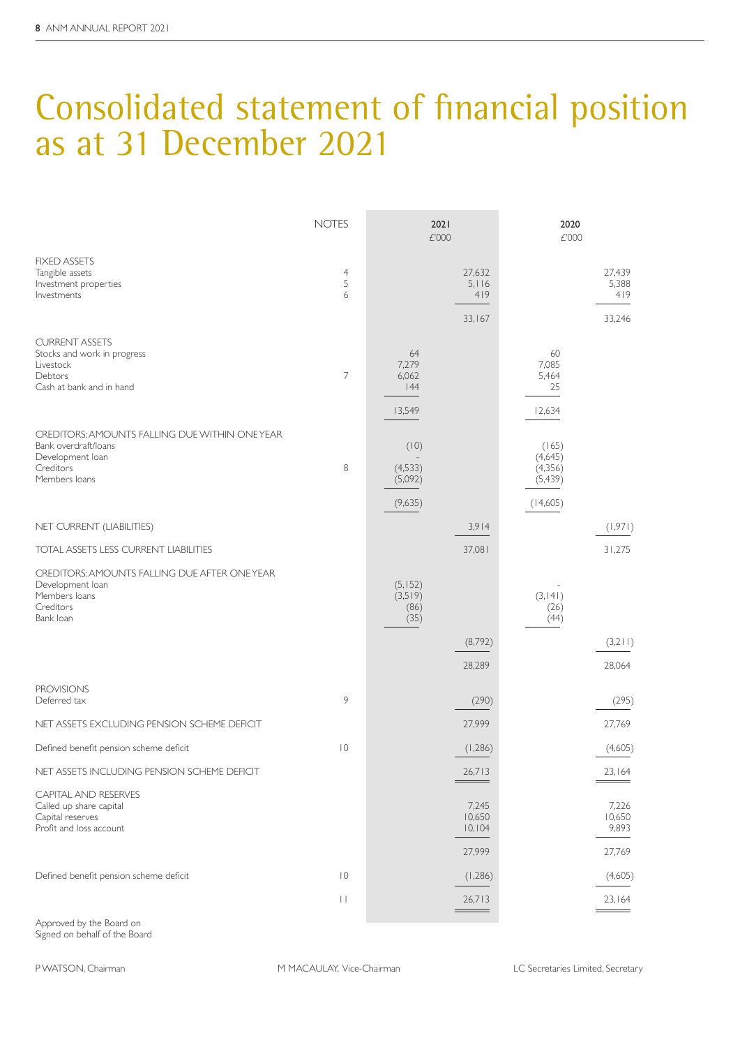# Consolidated statement of financial position as at 31 December 2021

| | NOTES | 2021 £'000 | | 2020 £'000 | |
|---|---|---|---|---|---|
| **FIXED ASSETS** | | | | | |
| Tangible assets | 4 | | 27,632 | | 27,439 |
| Investment properties | 5 | | 5,116 | | 5,388 |
| Investments | 6 | | 419 | | 419 |
| | | | 33,167 | | 33,246 |
| **CURRENT ASSETS** | | | | | |
| Stocks and work in progress | | 64 | | 60 | |
| Livestock | | 7,279 | | 7,085 | |
| Debtors | 7 | 6,062 | | 5,464 | |
| Cash at bank and in hand | | 144 | | 25 | |
| | | 13,549 | | 12,634 | |
| **CREDITORS: AMOUNTS FALLING DUE WITHIN ONE YEAR** | | | | | |
| Bank overdraft/loans | | (10) | | (165) | |
| Development loan | | - | | (4,645) | |
| Creditors | 8 | (4,533) | | (4,356) | |
| Members loans | | (5,092) | | (5,439) | |
| | | (9,635) | | (14,605) | |
| NET CURRENT (LIABILITIES) | | | 3,914 | | (1,971) |
| TOTAL ASSETS LESS CURRENT LIABILITIES | | | 37,081 | | 31,275 |
| **CREDITORS: AMOUNTS FALLING DUE AFTER ONE YEAR** | | | | | |
| Development loan | | (5,152) | | - | |
| Members loans | | (3,519) | | (3,141) | |
| Creditors | | (86) | | (26) | |
| Bank loan | | (35) | | (44) | |
| | | | (8,792) | | (3,211) |
| | | | 28,289 | | 28,064 |
| **PROVISIONS** | | | | | |
| Deferred tax | 9 | | (290) | | (295) |
| NET ASSETS EXCLUDING PENSION SCHEME DEFICIT | | | 27,999 | | 27,769 |
| Defined benefit pension scheme deficit | 10 | | (1,286) | | (4,605) |
| NET ASSETS INCLUDING PENSION SCHEME DEFICIT | | | 26,713 | | 23,164 |
| **CAPITAL AND RESERVES** | | | | | |
| Called up share capital | | | 7,245 | | 7,226 |
| Capital reserves | | | 10,650 | | 10,650 |
| Profit and loss account | | | 10,104 | | 9,893 |
| | | | 27,999 | | 27,769 |
| Defined benefit pension scheme deficit | 10 | | (1,286) | | (4,605) |
| | 11 | | 26,713 | | 23,164 |

Approved by the Board on
Signed on behalf of the Board

P WATSON, Chairman

M MACAULAY, Vice-Chairman

LC Secretaries Limited, Secretary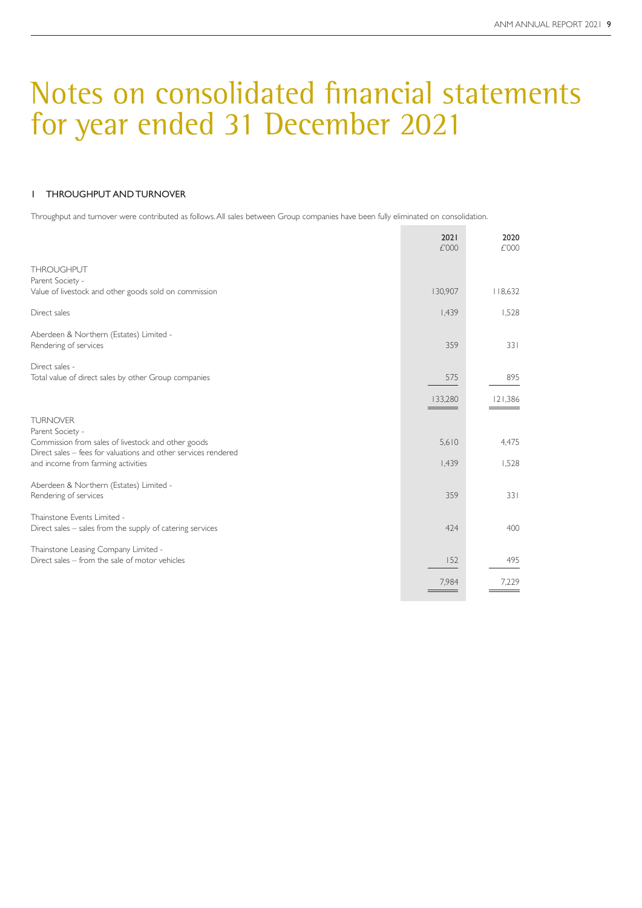# Notes on consolidated financial statements for year ended 31 December 2021

## 1 THROUGHPUT AND TURNOVER

Throughput and turnover were contributed as follows. All sales between Group companies have been fully eliminated on consolidation.

| | 2021 £'000 | 2020 £'000 |
|---|---|---|
| **THROUGHPUT** | | |
| Parent Society - | | |
| Value of livestock and other goods sold on commission | 130,907 | 118,632 |
| Direct sales | 1,439 | 1,528 |
| Aberdeen & Northern (Estates) Limited - | | |
| Rendering of services | 359 | 331 |
| Direct sales - | | |
| Total value of direct sales by other Group companies | 575 | 895 |
| | 133,280 | 121,386 |
| **TURNOVER** | | |
| Parent Society - | | |
| Commission from sales of livestock and other goods | 5,610 | 4,475 |
| Direct sales – fees for valuations and other services rendered and income from farming activities | 1,439 | 1,528 |
| Aberdeen & Northern (Estates) Limited - | | |
| Rendering of services | 359 | 331 |
| Thainstone Events Limited - | | |
| Direct sales – sales from the supply of catering services | 424 | 400 |
| Thainstone Leasing Company Limited - | | |
| Direct sales – from the sale of motor vehicles | 152 | 495 |
| | 7,984 | 7,229 |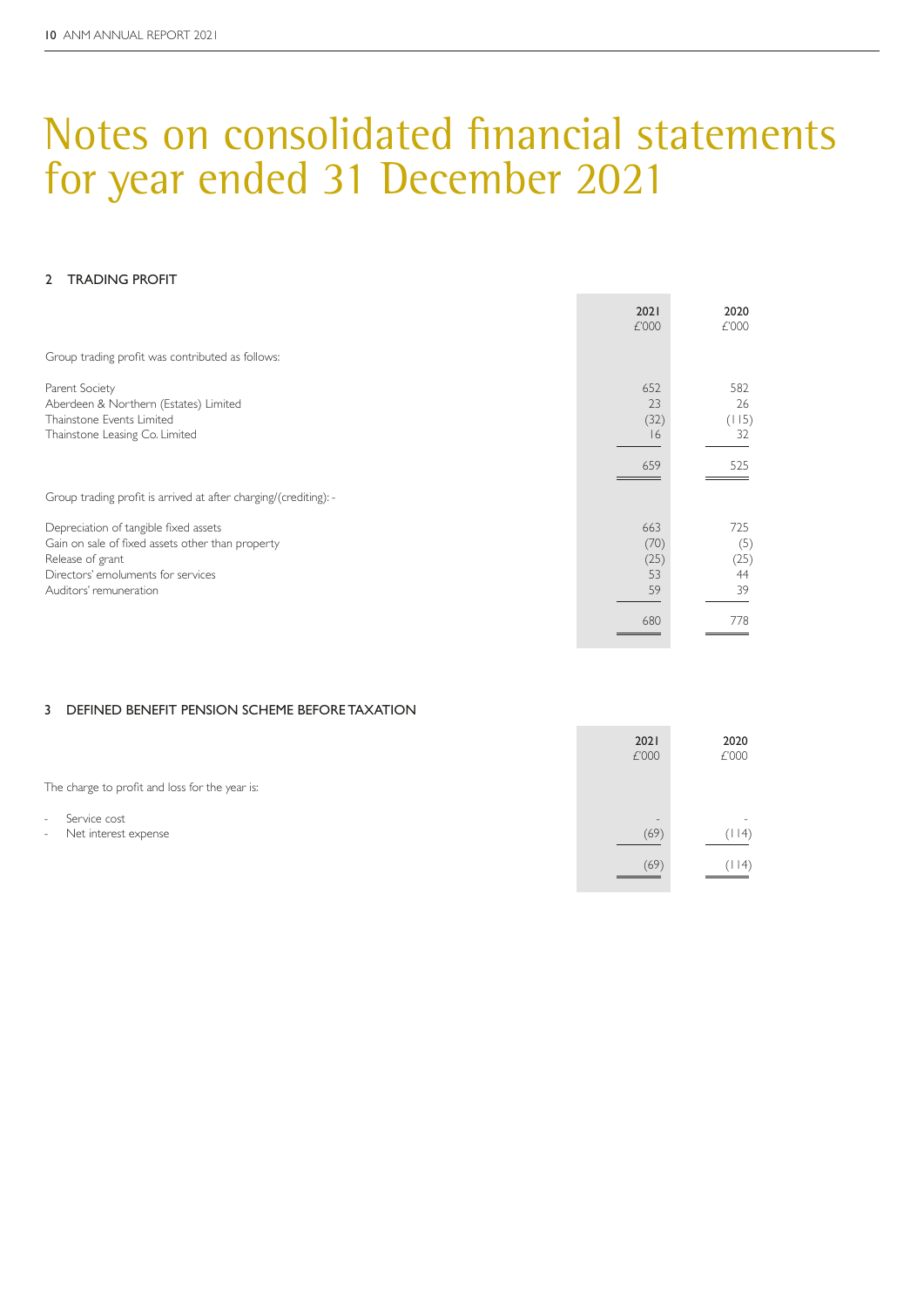# Notes on consolidated financial statements for year ended 31 December 2021

## 2 TRADING PROFIT

| | 2021 £'000 | 2020 £'000 |
|---|---|---|
| Group trading profit was contributed as follows: | | |
| Parent Society | 652 | 582 |
| Aberdeen & Northern (Estates) Limited | 23 | 26 |
| Thainstone Events Limited | (32) | (115) |
| Thainstone Leasing Co. Limited | 16 | 32 |
| | 659 | 525 |
| Group trading profit is arrived at after charging/(crediting): - | | |
| Depreciation of tangible fixed assets | 663 | 725 |
| Gain on sale of fixed assets other than property | (70) | (5) |
| Release of grant | (25) | (25) |
| Directors' emoluments for services | 53 | 44 |
| Auditors' remuneration | 59 | 39 |
| | 680 | 778 |

## 3 DEFINED BENEFIT PENSION SCHEME BEFORE TAXATION

| | 2021 £'000 | 2020 £'000 |
|---|---|---|
| The charge to profit and loss for the year is: | | |
| - Service cost | - | - |
| - Net interest expense | (69) | (114) |
| | (69) | (114) |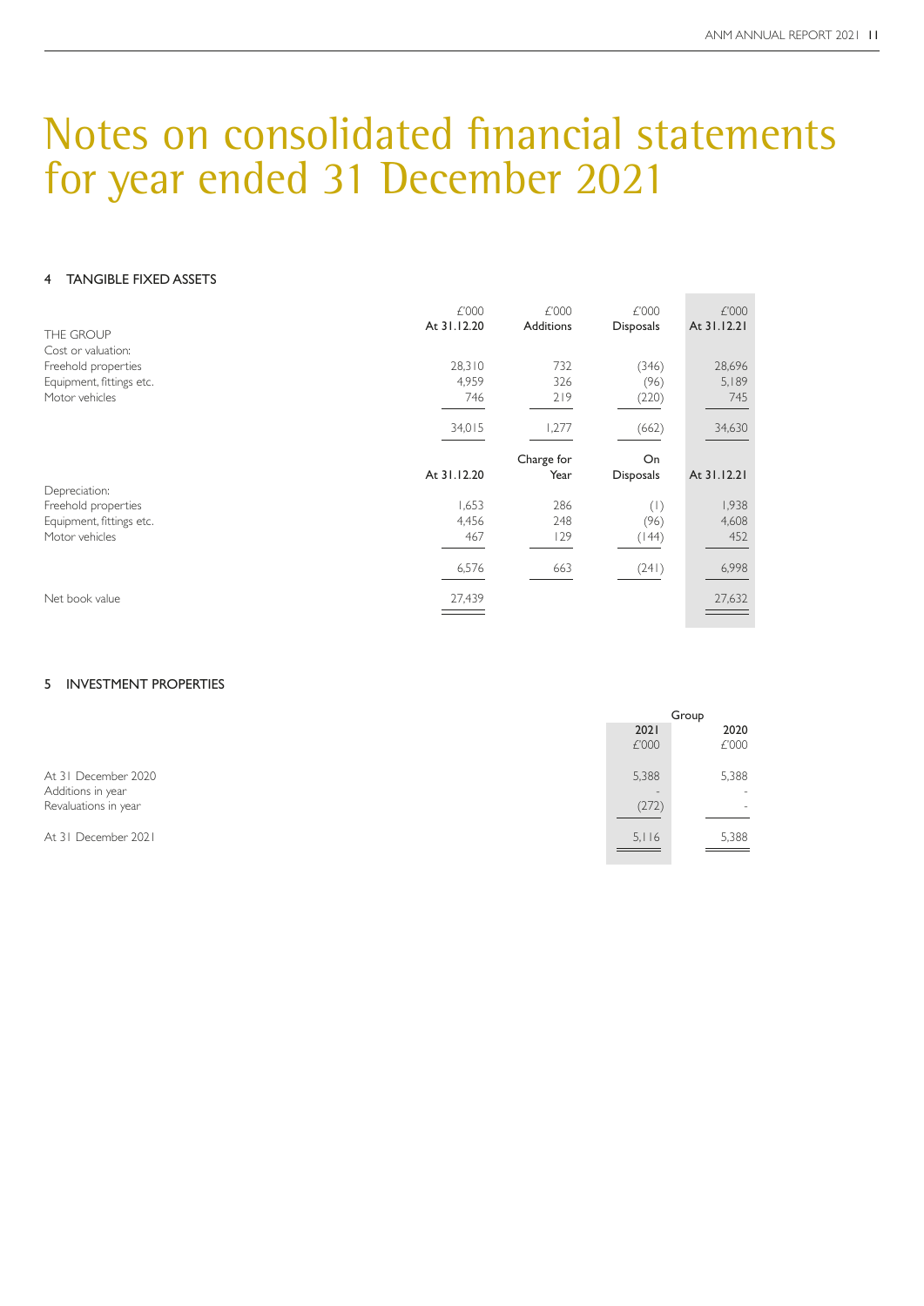# Notes on consolidated financial statements for year ended 31 December 2021

## 4 TANGIBLE FIXED ASSETS

| THE GROUP | £'000<br>At 31.12.20 | £'000<br>Additions | £'000<br>Disposals | £'000<br>At 31.12.21 |
|---|---|---|---|---|
| Cost or valuation: | | | | |
| Freehold properties | 28,310 | 732 | (346) | 28,696 |
| Equipment, fittings etc. | 4,959 | 326 | (96) | 5,189 |
| Motor vehicles | 746 | 219 | (220) | 745 |
| | 34,015 | 1,277 | (662) | 34,630 |
| | At 31.12.20 | Charge for Year | On Disposals | At 31.12.21 |
| Depreciation: | | | | |
| Freehold properties | 1,653 | 286 | (1) | 1,938 |
| Equipment, fittings etc. | 4,456 | 248 | (96) | 4,608 |
| Motor vehicles | 467 | 129 | (144) | 452 |
| | 6,576 | 663 | (241) | 6,998 |
| Net book value | 27,439 | | | 27,632 |

## 5 INVESTMENT PROPERTIES

| | Group | |
|---|---|---|
| | 2021<br>£'000 | 2020<br>£'000 |
| At 31 December 2020 | 5,388 | 5,388 |
| Additions in year | - | - |
| Revaluations in year | (272) | - |
| At 31 December 2021 | 5,116 | 5,388 |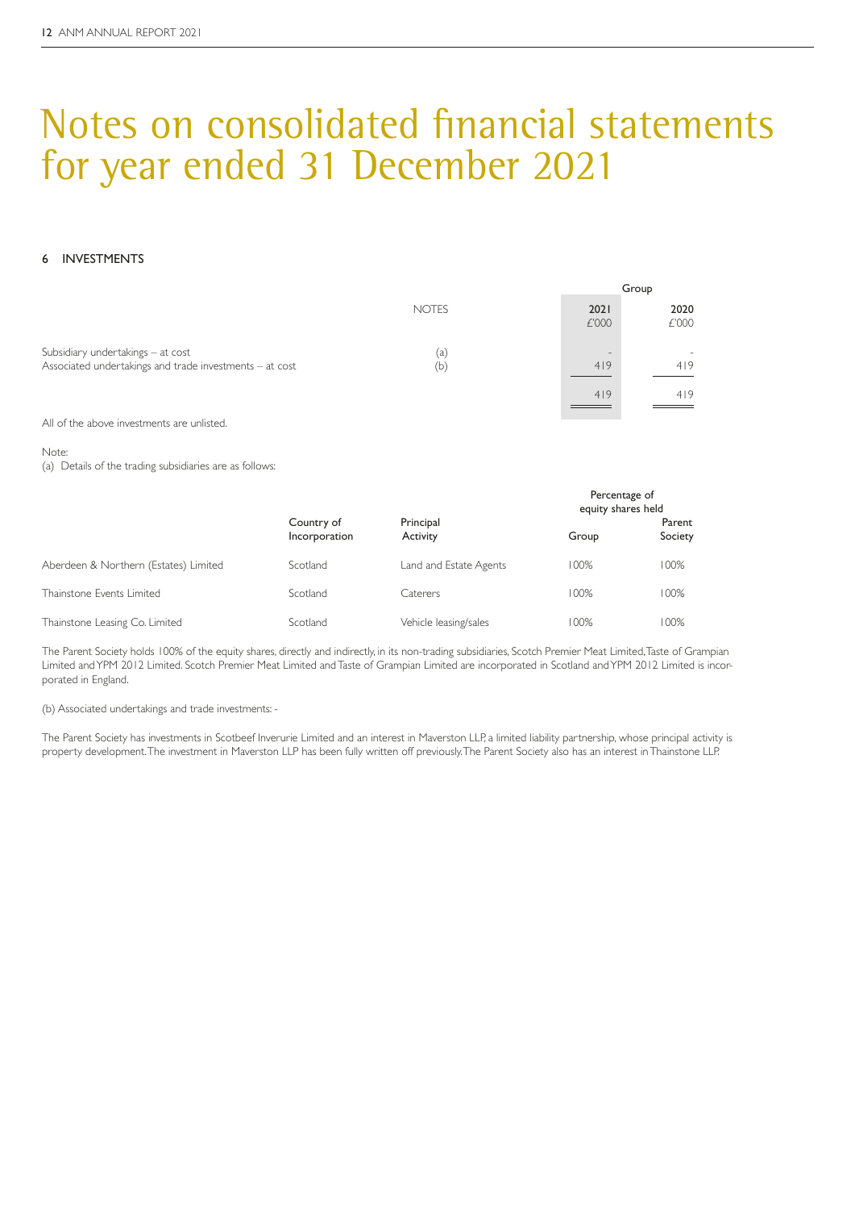# Notes on consolidated financial statements for year ended 31 December 2021

## 6 INVESTMENTS

| | NOTES | Group 2021 £'000 | Group 2020 £'000 |
|---|---|---|---|
| Subsidiary undertakings – at cost | (a) | - | - |
| Associated undertakings and trade investments – at cost | (b) | 419 | 419 |
| | | 419 | 419 |

All of the above investments are unlisted.

Note:

(a) Details of the trading subsidiaries are as follows:

| | Country of Incorporation | Principal Activity | Percentage of equity shares held Group | Percentage of equity shares held Parent Society |
|---|---|---|---|---|
| Aberdeen & Northern (Estates) Limited | Scotland | Land and Estate Agents | 100% | 100% |
| Thainstone Events Limited | Scotland | Caterers | 100% | 100% |
| Thainstone Leasing Co. Limited | Scotland | Vehicle leasing/sales | 100% | 100% |

The Parent Society holds 100% of the equity shares, directly and indirectly, in its non-trading subsidiaries, Scotch Premier Meat Limited, Taste of Grampian Limited and YPM 2012 Limited. Scotch Premier Meat Limited and Taste of Grampian Limited are incorporated in Scotland and YPM 2012 Limited is incorporated in England.

(b) Associated undertakings and trade investments: -

The Parent Society has investments in Scotbeef Inverurie Limited and an interest in Maverston LLP, a limited liability partnership, whose principal activity is property development. The investment in Maverston LLP has been fully written off previously. The Parent Society also has an interest in Thainstone LLP.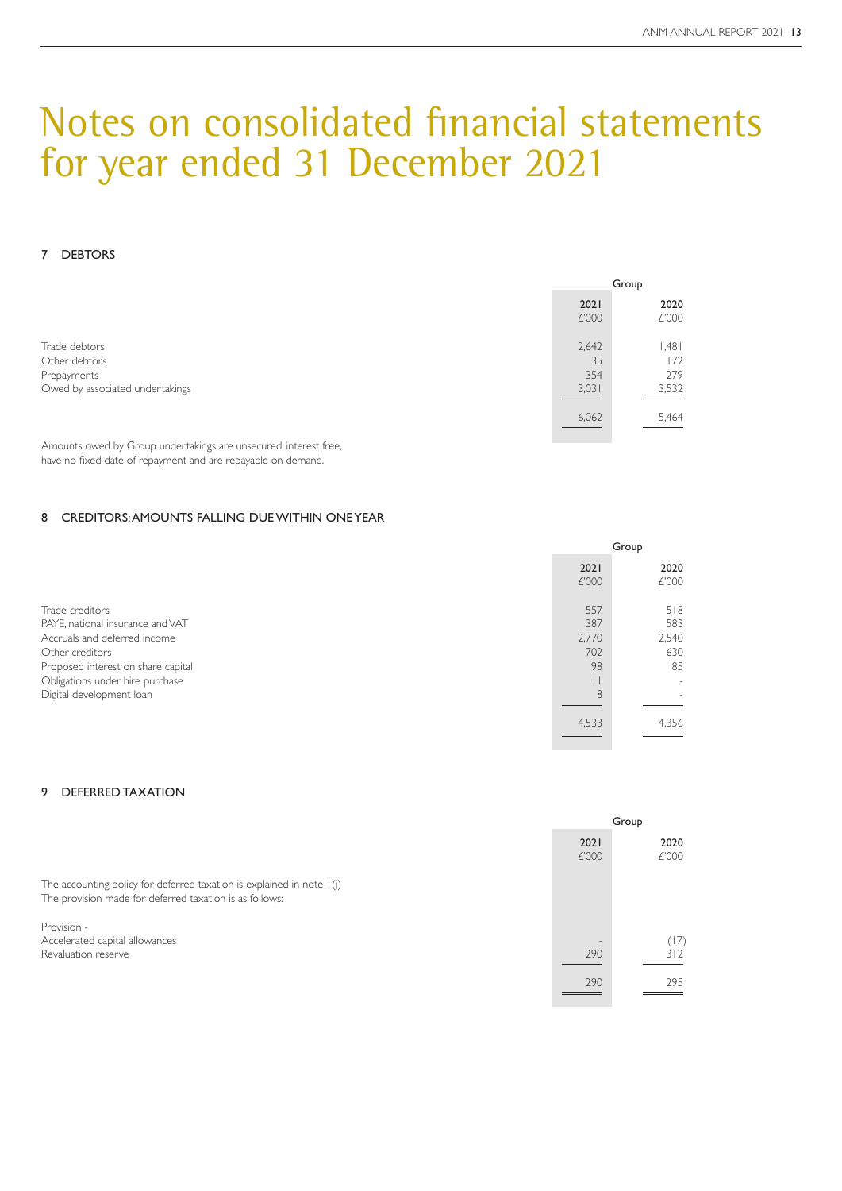# Notes on consolidated financial statements for year ended 31 December 2021

## 7 DEBTORS

| | Group | |
|---|---|---|
| | **2021** £'000 | **2020** £'000 |
| Trade debtors | 2,642 | 1,481 |
| Other debtors | 35 | 172 |
| Prepayments | 354 | 279 |
| Owed by associated undertakings | 3,031 | 3,532 |
| | 6,062 | 5,464 |

Amounts owed by Group undertakings are unsecured, interest free, have no fixed date of repayment and are repayable on demand.

## 8 CREDITORS: AMOUNTS FALLING DUE WITHIN ONE YEAR

| | Group | |
|---|---|---|
| | **2021** £'000 | **2020** £'000 |
| Trade creditors | 557 | 518 |
| PAYE, national insurance and VAT | 387 | 583 |
| Accruals and deferred income | 2,770 | 2,540 |
| Other creditors | 702 | 630 |
| Proposed interest on share capital | 98 | 85 |
| Obligations under hire purchase | 11 | - |
| Digital development loan | 8 | - |
| | 4,533 | 4,356 |

## 9 DEFERRED TAXATION

| | Group | |
|---|---|---|
| | **2021** £'000 | **2020** £'000 |
| The accounting policy for deferred taxation is explained in note 1(j) The provision made for deferred taxation is as follows: | | |
| Provision - | | |
| Accelerated capital allowances | - | (17) |
| Revaluation reserve | 290 | 312 |
| | 290 | 295 |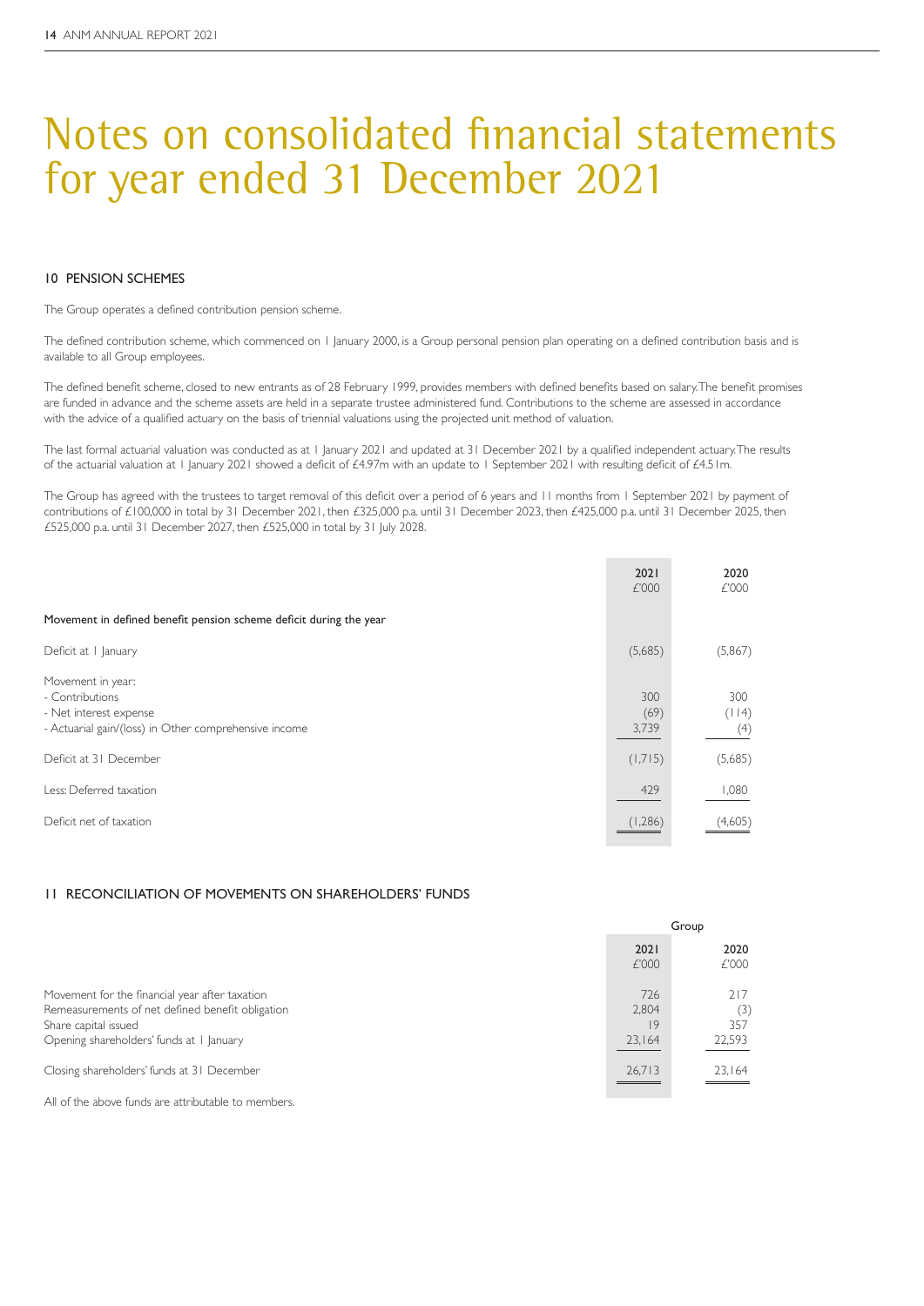# Notes on consolidated financial statements for year ended 31 December 2021

## 10 PENSION SCHEMES

The Group operates a defined contribution pension scheme.

The defined contribution scheme, which commenced on 1 January 2000, is a Group personal pension plan operating on a defined contribution basis and is available to all Group employees.

The defined benefit scheme, closed to new entrants as of 28 February 1999, provides members with defined benefits based on salary. The benefit promises are funded in advance and the scheme assets are held in a separate trustee administered fund. Contributions to the scheme are assessed in accordance with the advice of a qualified actuary on the basis of triennial valuations using the projected unit method of valuation.

The last formal actuarial valuation was conducted as at 1 January 2021 and updated at 31 December 2021 by a qualified independent actuary. The results of the actuarial valuation at 1 January 2021 showed a deficit of £4.97m with an update to 1 September 2021 with resulting deficit of £4.51m.

The Group has agreed with the trustees to target removal of this deficit over a period of 6 years and 11 months from 1 September 2021 by payment of contributions of £100,000 in total by 31 December 2021, then £325,000 p.a. until 31 December 2023, then £425,000 p.a. until 31 December 2025, then £525,000 p.a. until 31 December 2027, then £525,000 in total by 31 July 2028.

| | 2021<br>£'000 | 2020<br>£'000 |
|---|---|---|
| **Movement in defined benefit pension scheme deficit during the year** | | |
| Deficit at 1 January | (5,685) | (5,867) |
| Movement in year: | | |
| - Contributions | 300 | 300 |
| - Net interest expense | (69) | (114) |
| - Actuarial gain/(loss) in Other comprehensive income | 3,739 | (4) |
| Deficit at 31 December | (1,715) | (5,685) |
| Less: Deferred taxation | 429 | 1,080 |
| Deficit net of taxation | (1,286) | (4,605) |

## 11 RECONCILIATION OF MOVEMENTS ON SHAREHOLDERS' FUNDS

| | Group | |
|---|---|---|
| | 2021<br>£'000 | 2020<br>£'000 |
| Movement for the financial year after taxation | 726 | 217 |
| Remeasurements of net defined benefit obligation | 2,804 | (3) |
| Share capital issued | 19 | 357 |
| Opening shareholders' funds at 1 January | 23,164 | 22,593 |
| Closing shareholders' funds at 31 December | 26,713 | 23,164 |

All of the above funds are attributable to members.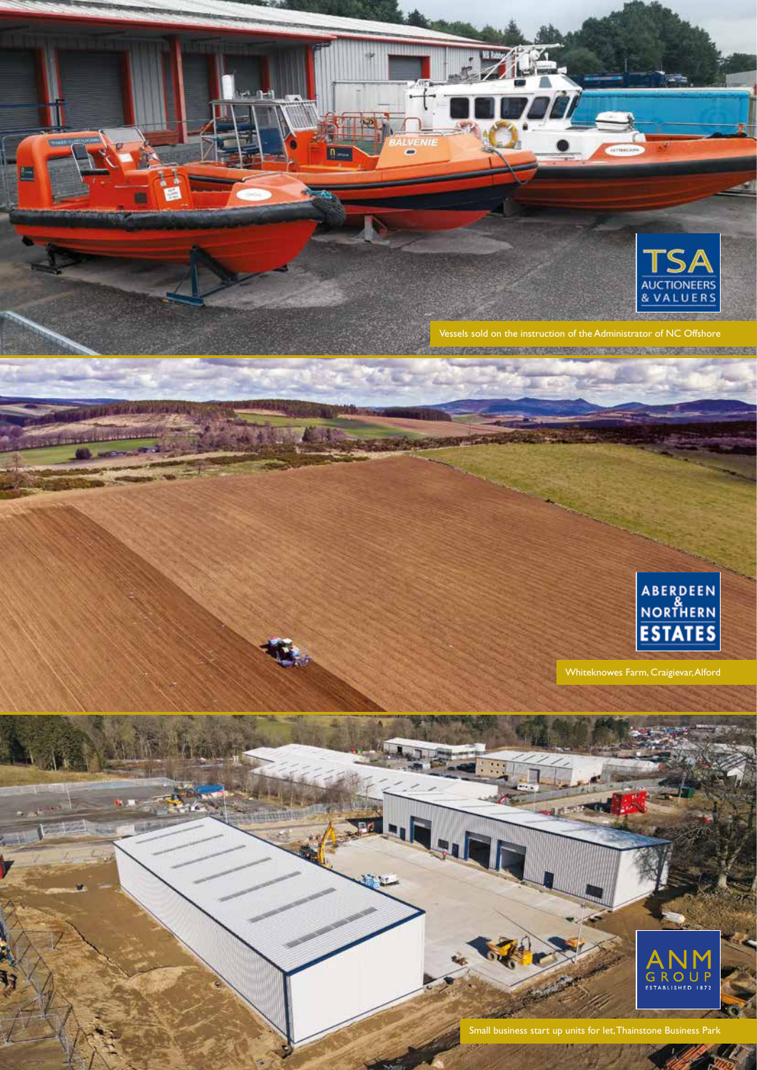TSA AUCTIONEERS & VALUERS

Vessels sold on the instruction of the Administrator of NC Offshore

ABERDEEN & NORTHERN ESTATES

Whiteknowes Farm, Craigievar, Alford

ANM GROUP ESTABLISHED 1872

Small business start up units for let, Thainstone Business Park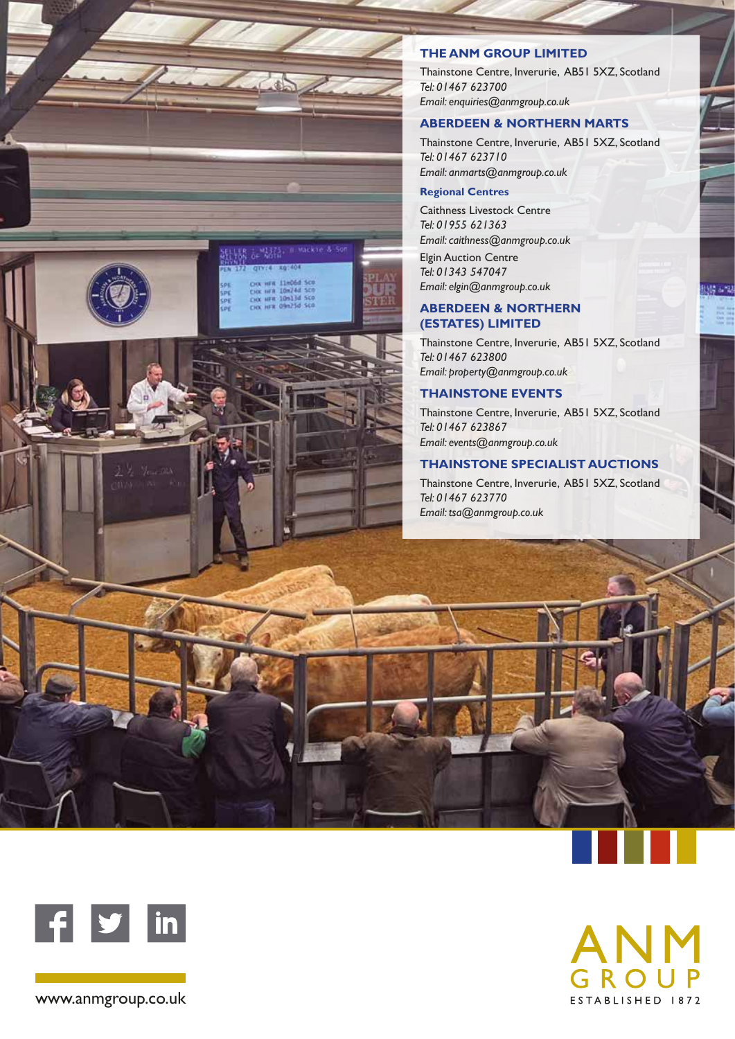## THE ANM GROUP LIMITED

Thainstone Centre, Inverurie, AB51 5XZ, Scotland
*Tel: 01467 623700*
*Email: enquiries@anmgroup.co.uk*

## ABERDEEN & NORTHERN MARTS

Thainstone Centre, Inverurie, AB51 5XZ, Scotland
*Tel: 01467 623710*
*Email: anmarts@anmgroup.co.uk*

### Regional Centres

Caithness Livestock Centre
*Tel: 01955 621363*
*Email: caithness@anmgroup.co.uk*

Elgin Auction Centre
*Tel: 01343 547047*
*Email: elgin@anmgroup.co.uk*

## ABERDEEN & NORTHERN (ESTATES) LIMITED

Thainstone Centre, Inverurie, AB51 5XZ, Scotland
*Tel: 01467 623800*
*Email: property@anmgroup.co.uk*

## THAINSTONE EVENTS

Thainstone Centre, Inverurie, AB51 5XZ, Scotland
*Tel: 01467 623867*
*Email: events@anmgroup.co.uk*

## THAINSTONE SPECIALIST AUCTIONS

Thainstone Centre, Inverurie, AB51 5XZ, Scotland
*Tel: 01467 623770*
*Email: tsa@anmgroup.co.uk*

www.anmgroup.co.uk

ANM GROUP
ESTABLISHED 1872